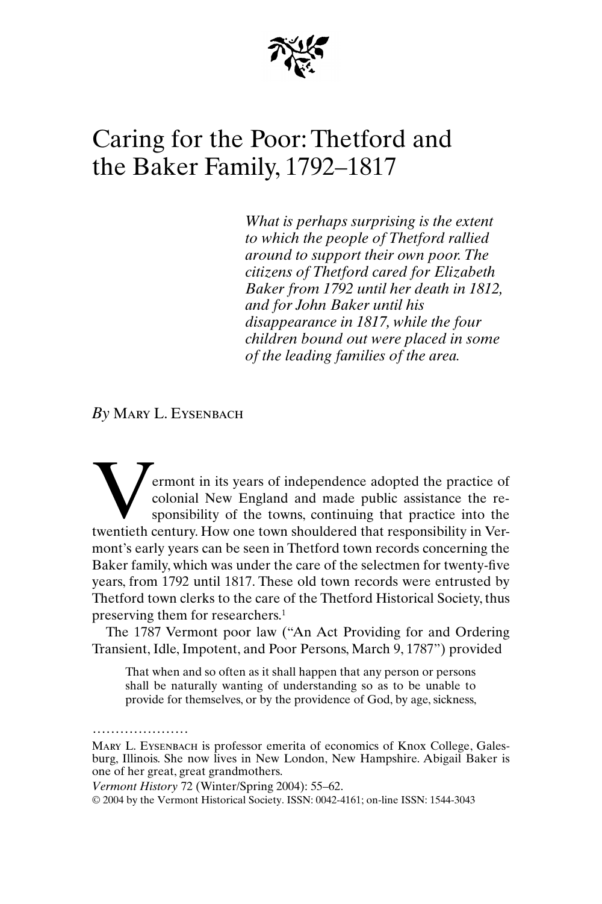# Caring for the Poor: Thetford and the Baker Family, 1792–1817

*What is perhaps surprising is the extent to which the people of Thetford rallied around to support their own poor. The citizens of Thetford cared for Elizabeth Baker from 1792 until her death in 1812, and for John Baker until his disappearance in 1817, while the four children bound out were placed in some of the leading families of the area.*

*By* Mary L. Eysenbach

Vermont in its years of independence adopted the practice of colonial New England and made public assistance the responsibility of the towns, continuing that practice into the twentieth century. How one town shouldered that responsibility in Vermont's early years can be seen in Thetford town records concerning the Baker family, which was under the care of the selectmen for twenty-five years, from 1792 until 1817. These old town records were entrusted by Thetford town clerks to the care of the Thetford Historical Society, thus preserving them for researchers.[1]

The 1787 Vermont poor law ("An Act Providing for and Ordering Transient, Idle, Impotent, and Poor Persons, March 9, 1787") provided

> That when and so often as it shall happen that any person or persons shall be naturally wanting of understanding so as to be unable to provide for themselves, or by the providence of God, by age, sickness,

.....................

Mary L. Eysenbach is professor emerita of economics of Knox College, Galesburg, Illinois. She now lives in New London, New Hampshire. Abigail Baker is one of her great, great grandmothers.

*Vermont History* 72 (Winter/Spring 2004): 55–62.

© 2004 by the Vermont Historical Society. ISSN: 0042-4161; on-line ISSN: 1544-3043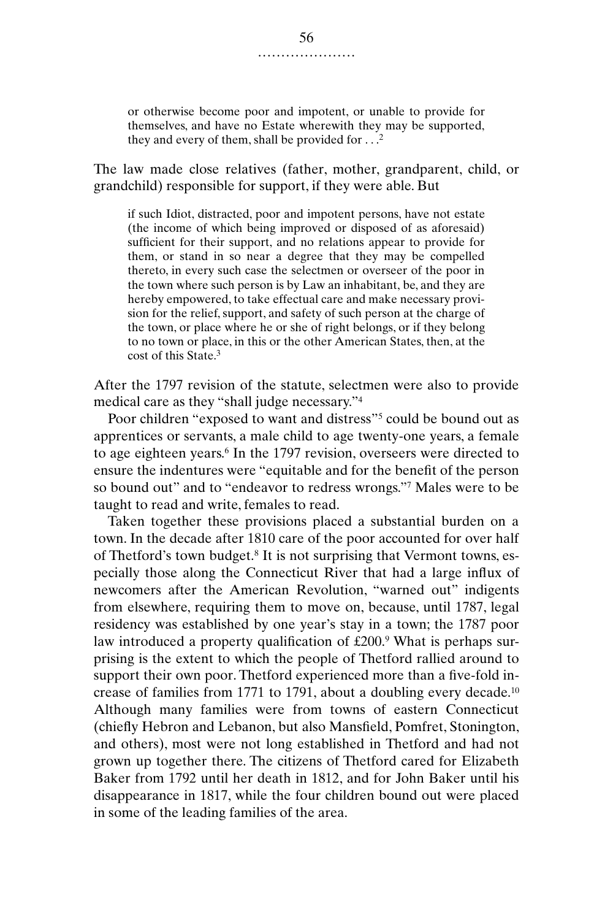> or otherwise become poor and impotent, or unable to provide for themselves, and have no Estate wherewith they may be supported, they and every of them, shall be provided for . . .[2]

The law made close relatives (father, mother, grandparent, child, or grandchild) responsible for support, if they were able. But

> if such Idiot, distracted, poor and impotent persons, have not estate (the income of which being improved or disposed of as aforesaid) sufficient for their support, and no relations appear to provide for them, or stand in so near a degree that they may be compelled thereto, in every such case the selectmen or overseer of the poor in the town where such person is by Law an inhabitant, be, and they are hereby empowered, to take effectual care and make necessary provision for the relief, support, and safety of such person at the charge of the town, or place where he or she of right belongs, or if they belong to no town or place, in this or the other American States, then, at the cost of this State.[3]

After the 1797 revision of the statute, selectmen were also to provide medical care as they "shall judge necessary."[4]

Poor children "exposed to want and distress"[5] could be bound out as apprentices or servants, a male child to age twenty-one years, a female to age eighteen years.[6] In the 1797 revision, overseers were directed to ensure the indentures were "equitable and for the benefit of the person so bound out" and to "endeavor to redress wrongs."[7] Males were to be taught to read and write, females to read.

Taken together these provisions placed a substantial burden on a town. In the decade after 1810 care of the poor accounted for over half of Thetford's town budget.[8] It is not surprising that Vermont towns, especially those along the Connecticut River that had a large influx of newcomers after the American Revolution, "warned out" indigents from elsewhere, requiring them to move on, because, until 1787, legal residency was established by one year's stay in a town; the 1787 poor law introduced a property qualification of £200.[9] What is perhaps surprising is the extent to which the people of Thetford rallied around to support their own poor. Thetford experienced more than a five-fold increase of families from 1771 to 1791, about a doubling every decade.[10] Although many families were from towns of eastern Connecticut (chiefly Hebron and Lebanon, but also Mansfield, Pomfret, Stonington, and others), most were not long established in Thetford and had not grown up together there. The citizens of Thetford cared for Elizabeth Baker from 1792 until her death in 1812, and for John Baker until his disappearance in 1817, while the four children bound out were placed in some of the leading families of the area.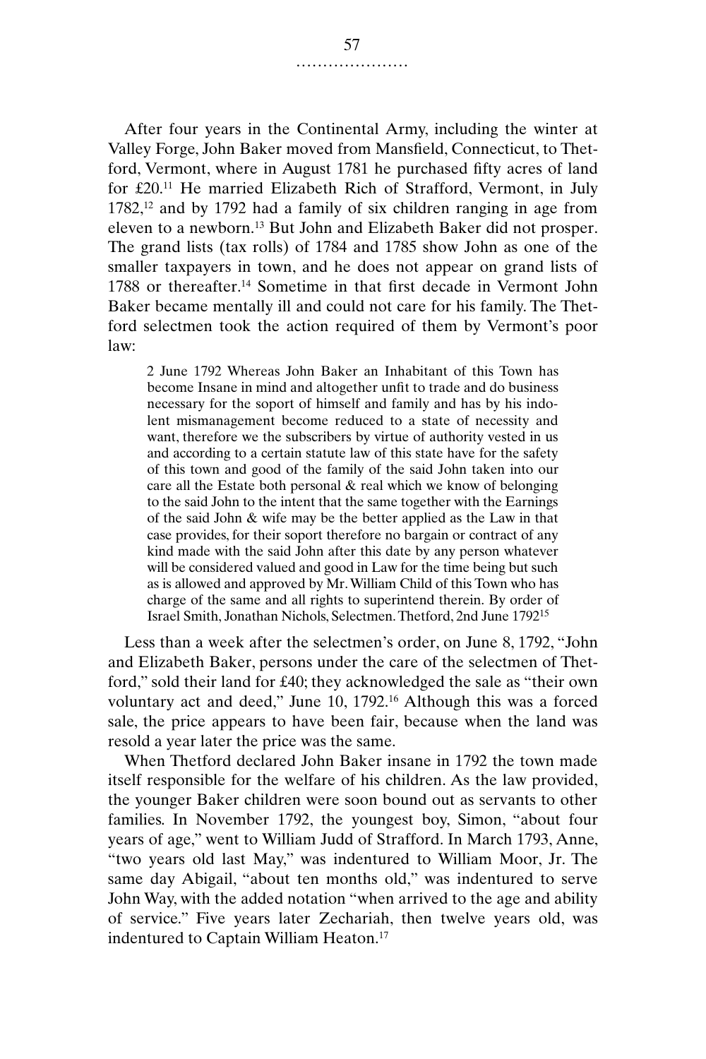After four years in the Continental Army, including the winter at Valley Forge, John Baker moved from Mansfield, Connecticut, to Thetford, Vermont, where in August 1781 he purchased fifty acres of land for £20.[11] He married Elizabeth Rich of Strafford, Vermont, in July 1782,[12] and by 1792 had a family of six children ranging in age from eleven to a newborn.[13] But John and Elizabeth Baker did not prosper. The grand lists (tax rolls) of 1784 and 1785 show John as one of the smaller taxpayers in town, and he does not appear on grand lists of 1788 or thereafter.[14] Sometime in that first decade in Vermont John Baker became mentally ill and could not care for his family. The Thetford selectmen took the action required of them by Vermont's poor law:

> 2 June 1792 Whereas John Baker an Inhabitant of this Town has become Insane in mind and altogether unfit to trade and do business necessary for the soport of himself and family and has by his indolent mismanagement become reduced to a state of necessity and want, therefore we the subscribers by virtue of authority vested in us and according to a certain statute law of this state have for the safety of this town and good of the family of the said John taken into our care all the Estate both personal & real which we know of belonging to the said John to the intent that the same together with the Earnings of the said John & wife may be the better applied as the Law in that case provides, for their soport therefore no bargain or contract of any kind made with the said John after this date by any person whatever will be considered valued and good in Law for the time being but such as is allowed and approved by Mr. William Child of this Town who has charge of the same and all rights to superintend therein. By order of Israel Smith, Jonathan Nichols, Selectmen. Thetford, 2nd June 1792[15]

Less than a week after the selectmen's order, on June 8, 1792, "John and Elizabeth Baker, persons under the care of the selectmen of Thetford," sold their land for £40; they acknowledged the sale as "their own voluntary act and deed," June 10, 1792.[16] Although this was a forced sale, the price appears to have been fair, because when the land was resold a year later the price was the same.

When Thetford declared John Baker insane in 1792 the town made itself responsible for the welfare of his children. As the law provided, the younger Baker children were soon bound out as servants to other families. In November 1792, the youngest boy, Simon, "about four years of age," went to William Judd of Strafford. In March 1793, Anne, "two years old last May," was indentured to William Moor, Jr. The same day Abigail, "about ten months old," was indentured to serve John Way, with the added notation "when arrived to the age and ability of service." Five years later Zechariah, then twelve years old, was indentured to Captain William Heaton.[17]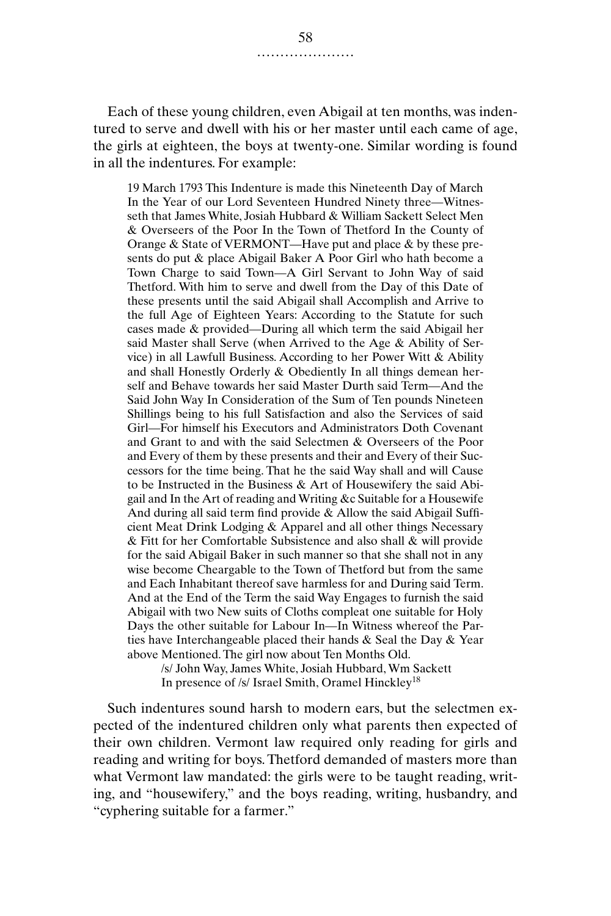Each of these young children, even Abigail at ten months, was indentured to serve and dwell with his or her master until each came of age, the girls at eighteen, the boys at twenty-one. Similar wording is found in all the indentures. For example:

> 19 March 1793 This Indenture is made this Nineteenth Day of March In the Year of our Lord Seventeen Hundred Ninety three—Witnesseth that James White, Josiah Hubbard & William Sackett Select Men & Overseers of the Poor In the Town of Thetford In the County of Orange & State of VERMONT—Have put and place & by these presents do put & place Abigail Baker A Poor Girl who hath become a Town Charge to said Town—A Girl Servant to John Way of said Thetford. With him to serve and dwell from the Day of this Date of these presents until the said Abigail shall Accomplish and Arrive to the full Age of Eighteen Years: According to the Statute for such cases made & provided—During all which term the said Abigail her said Master shall Serve (when Arrived to the Age & Ability of Service) in all Lawfull Business. According to her Power Witt & Ability and shall Honestly Orderly & Obediently In all things demean herself and Behave towards her said Master Durth said Term—And the Said John Way In Consideration of the Sum of Ten pounds Nineteen Shillings being to his full Satisfaction and also the Services of said Girl—For himself his Executors and Administrators Doth Covenant and Grant to and with the said Selectmen & Overseers of the Poor and Every of them by these presents and their and Every of their Successors for the time being. That he the said Way shall and will Cause to be Instructed in the Business & Art of Housewifery the said Abigail and In the Art of reading and Writing &c Suitable for a Housewife And during all said term find provide & Allow the said Abigail Sufficient Meat Drink Lodging & Apparel and all other things Necessary & Fitt for her Comfortable Subsistence and also shall & will provide for the said Abigail Baker in such manner so that she shall not in any wise become Cheargable to the Town of Thetford but from the same and Each Inhabitant thereof save harmless for and During said Term. And at the End of the Term the said Way Engages to furnish the said Abigail with two New suits of Cloths compleat one suitable for Holy Days the other suitable for Labour In—In Witness whereof the Parties have Interchangeable placed their hands & Seal the Day & Year above Mentioned. The girl now about Ten Months Old.
>
> /s/ John Way, James White, Josiah Hubbard, Wm Sackett
> In presence of /s/ Israel Smith, Oramel Hinckley[18]

Such indentures sound harsh to modern ears, but the selectmen expected of the indentured children only what parents then expected of their own children. Vermont law required only reading for girls and reading and writing for boys. Thetford demanded of masters more than what Vermont law mandated: the girls were to be taught reading, writing, and "housewifery," and the boys reading, writing, husbandry, and "cyphering suitable for a farmer."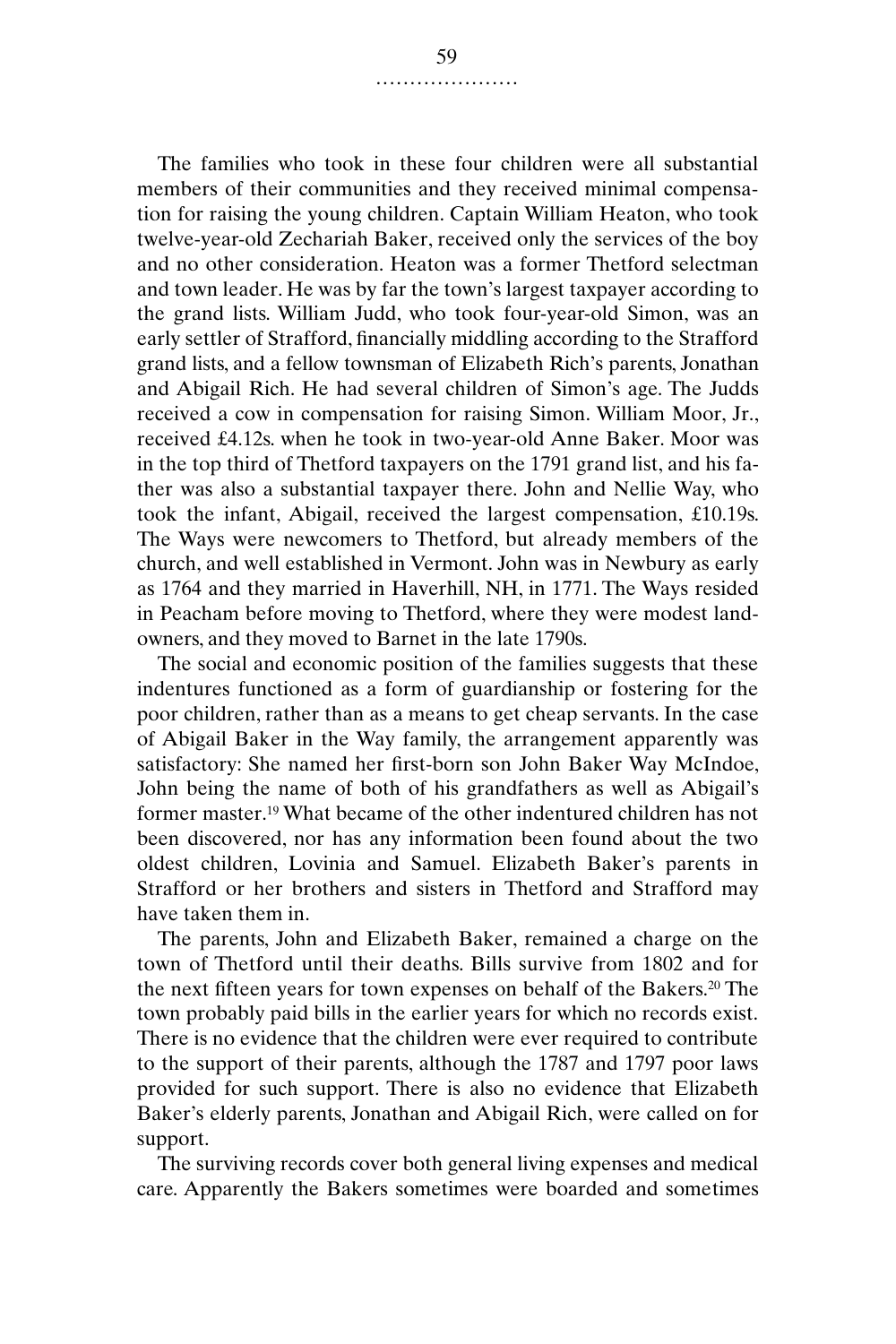The families who took in these four children were all substantial members of their communities and they received minimal compensation for raising the young children. Captain William Heaton, who took twelve-year-old Zechariah Baker, received only the services of the boy and no other consideration. Heaton was a former Thetford selectman and town leader. He was by far the town's largest taxpayer according to the grand lists. William Judd, who took four-year-old Simon, was an early settler of Strafford, financially middling according to the Strafford grand lists, and a fellow townsman of Elizabeth Rich's parents, Jonathan and Abigail Rich. He had several children of Simon's age. The Judds received a cow in compensation for raising Simon. William Moor, Jr., received £4.12s. when he took in two-year-old Anne Baker. Moor was in the top third of Thetford taxpayers on the 1791 grand list, and his father was also a substantial taxpayer there. John and Nellie Way, who took the infant, Abigail, received the largest compensation, £10.19s. The Ways were newcomers to Thetford, but already members of the church, and well established in Vermont. John was in Newbury as early as 1764 and they married in Haverhill, NH, in 1771. The Ways resided in Peacham before moving to Thetford, where they were modest landowners, and they moved to Barnet in the late 1790s.

The social and economic position of the families suggests that these indentures functioned as a form of guardianship or fostering for the poor children, rather than as a means to get cheap servants. In the case of Abigail Baker in the Way family, the arrangement apparently was satisfactory: She named her first-born son John Baker Way McIndoe, John being the name of both of his grandfathers as well as Abigail's former master.[19] What became of the other indentured children has not been discovered, nor has any information been found about the two oldest children, Lovinia and Samuel. Elizabeth Baker's parents in Strafford or her brothers and sisters in Thetford and Strafford may have taken them in.

The parents, John and Elizabeth Baker, remained a charge on the town of Thetford until their deaths. Bills survive from 1802 and for the next fifteen years for town expenses on behalf of the Bakers.[20] The town probably paid bills in the earlier years for which no records exist. There is no evidence that the children were ever required to contribute to the support of their parents, although the 1787 and 1797 poor laws provided for such support. There is also no evidence that Elizabeth Baker's elderly parents, Jonathan and Abigail Rich, were called on for support.

The surviving records cover both general living expenses and medical care. Apparently the Bakers sometimes were boarded and sometimes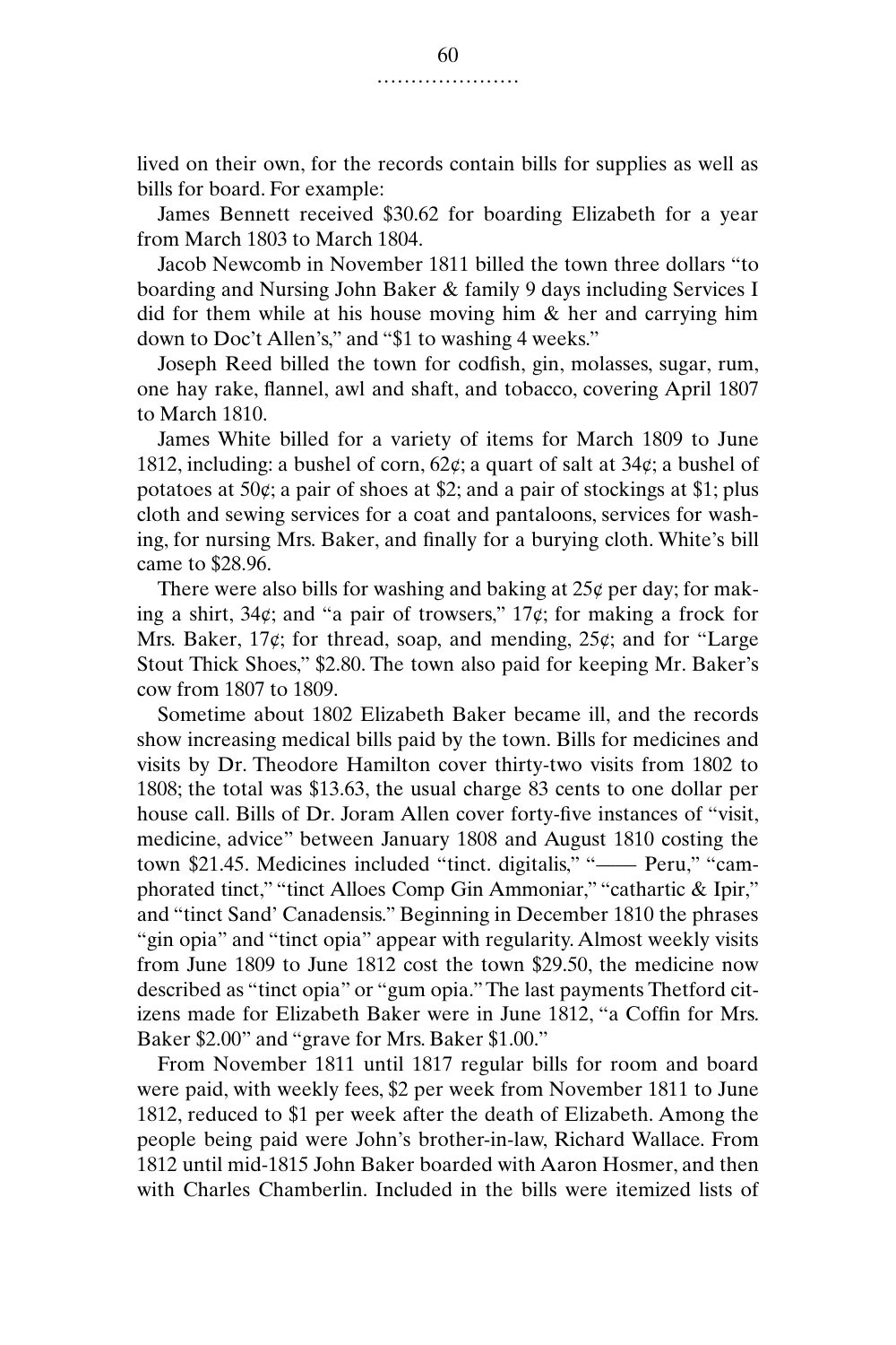lived on their own, for the records contain bills for supplies as well as bills for board. For example:

James Bennett received $30.62 for boarding Elizabeth for a year from March 1803 to March 1804.

Jacob Newcomb in November 1811 billed the town three dollars "to boarding and Nursing John Baker & family 9 days including Services I did for them while at his house moving him & her and carrying him down to Doc't Allen's," and "$1 to washing 4 weeks."

Joseph Reed billed the town for codfish, gin, molasses, sugar, rum, one hay rake, flannel, awl and shaft, and tobacco, covering April 1807 to March 1810.

James White billed for a variety of items for March 1809 to June 1812, including: a bushel of corn, 62¢; a quart of salt at 34¢; a bushel of potatoes at 50¢; a pair of shoes at $2; and a pair of stockings at $1; plus cloth and sewing services for a coat and pantaloons, services for washing, for nursing Mrs. Baker, and finally for a burying cloth. White's bill came to $28.96.

There were also bills for washing and baking at 25¢ per day; for making a shirt, 34¢; and "a pair of trowsers," 17¢; for making a frock for Mrs. Baker, 17¢; for thread, soap, and mending, 25¢; and for "Large Stout Thick Shoes," $2.80. The town also paid for keeping Mr. Baker's cow from 1807 to 1809.

Sometime about 1802 Elizabeth Baker became ill, and the records show increasing medical bills paid by the town. Bills for medicines and visits by Dr. Theodore Hamilton cover thirty-two visits from 1802 to 1808; the total was $13.63, the usual charge 83 cents to one dollar per house call. Bills of Dr. Joram Allen cover forty-five instances of "visit, medicine, advice" between January 1808 and August 1810 costing the town $21.45. Medicines included "tinct. digitalis," "—— Peru," "camphorated tinct," "tinct Alloes Comp Gin Ammoniar," "cathartic & Ipir," and "tinct Sand' Canadensis." Beginning in December 1810 the phrases "gin opia" and "tinct opia" appear with regularity. Almost weekly visits from June 1809 to June 1812 cost the town $29.50, the medicine now described as "tinct opia" or "gum opia." The last payments Thetford citizens made for Elizabeth Baker were in June 1812, "a Coffin for Mrs. Baker $2.00" and "grave for Mrs. Baker $1.00."

From November 1811 until 1817 regular bills for room and board were paid, with weekly fees, $2 per week from November 1811 to June 1812, reduced to $1 per week after the death of Elizabeth. Among the people being paid were John's brother-in-law, Richard Wallace. From 1812 until mid-1815 John Baker boarded with Aaron Hosmer, and then with Charles Chamberlin. Included in the bills were itemized lists of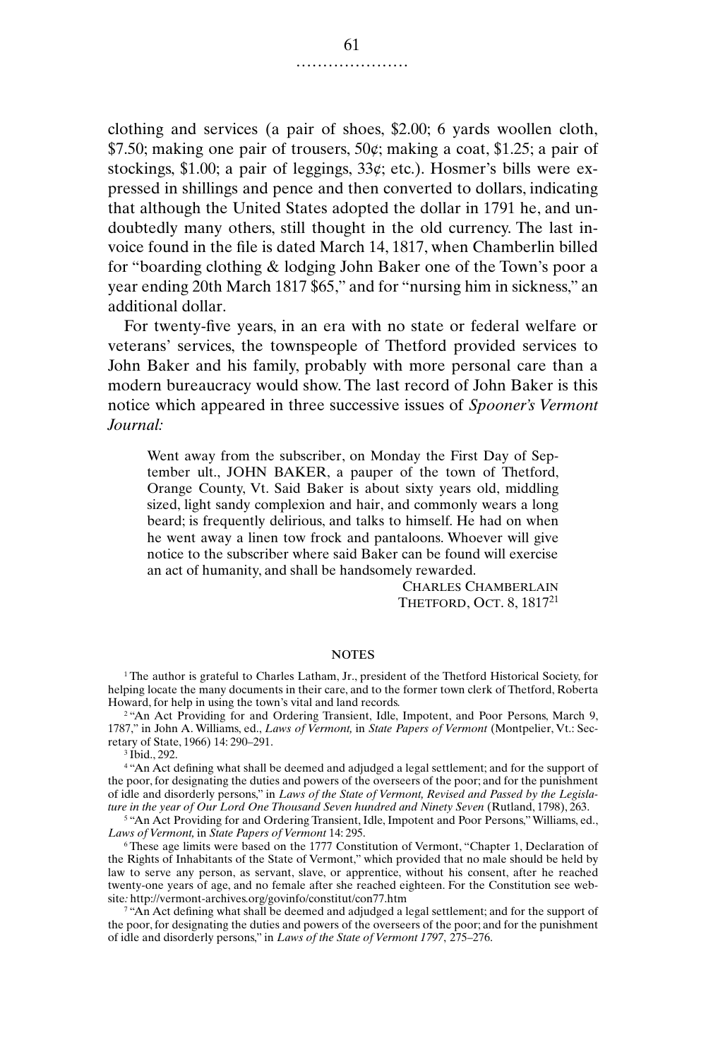clothing and services (a pair of shoes, $2.00; 6 yards woollen cloth, $7.50; making one pair of trousers, 50¢; making a coat, $1.25; a pair of stockings, $1.00; a pair of leggings, 33¢; etc.). Hosmer's bills were expressed in shillings and pence and then converted to dollars, indicating that although the United States adopted the dollar in 1791 he, and undoubtedly many others, still thought in the old currency. The last invoice found in the file is dated March 14, 1817, when Chamberlin billed for "boarding clothing & lodging John Baker one of the Town's poor a year ending 20th March 1817 $65," and for "nursing him in sickness," an additional dollar.

For twenty-five years, in an era with no state or federal welfare or veterans' services, the townspeople of Thetford provided services to John Baker and his family, probably with more personal care than a modern bureaucracy would show. The last record of John Baker is this notice which appeared in three successive issues of *Spooner's Vermont Journal:*

> Went away from the subscriber, on Monday the First Day of September ult., JOHN BAKER, a pauper of the town of Thetford, Orange County, Vt. Said Baker is about sixty years old, middling sized, light sandy complexion and hair, and commonly wears a long beard; is frequently delirious, and talks to himself. He had on when he went away a linen tow frock and pantaloons. Whoever will give notice to the subscriber where said Baker can be found will exercise an act of humanity, and shall be handsomely rewarded.
>
> CHARLES CHAMBERLAIN
> THETFORD, OCT. 8, 1817[21]

## NOTES

[1] The author is grateful to Charles Latham, Jr., president of the Thetford Historical Society, for helping locate the many documents in their care, and to the former town clerk of Thetford, Roberta Howard, for help in using the town's vital and land records.

[2] "An Act Providing for and Ordering Transient, Idle, Impotent, and Poor Persons, March 9, 1787," in John A. Williams, ed., *Laws of Vermont,* in *State Papers of Vermont* (Montpelier, Vt.: Secretary of State, 1966) 14: 290–291.

[3] Ibid., 292.

[4] "An Act defining what shall be deemed and adjudged a legal settlement; and for the support of the poor, for designating the duties and powers of the overseers of the poor; and for the punishment of idle and disorderly persons," in *Laws of the State of Vermont, Revised and Passed by the Legislature in the year of Our Lord One Thousand Seven hundred and Ninety Seven* (Rutland, 1798), 263.

[5] "An Act Providing for and Ordering Transient, Idle, Impotent and Poor Persons," Williams, ed., *Laws of Vermont,* in *State Papers of Vermont* 14: 295.

[6] These age limits were based on the 1777 Constitution of Vermont, "Chapter 1, Declaration of the Rights of Inhabitants of the State of Vermont," which provided that no male should be held by law to serve any person, as servant, slave, or apprentice, without his consent, after he reached twenty-one years of age, and no female after she reached eighteen. For the Constitution see website: http://vermont-archives.org/govinfo/constitut/con77.htm

[7] "An Act defining what shall be deemed and adjudged a legal settlement; and for the support of the poor, for designating the duties and powers of the overseers of the poor; and for the punishment of idle and disorderly persons," in *Laws of the State of Vermont 1797*, 275–276.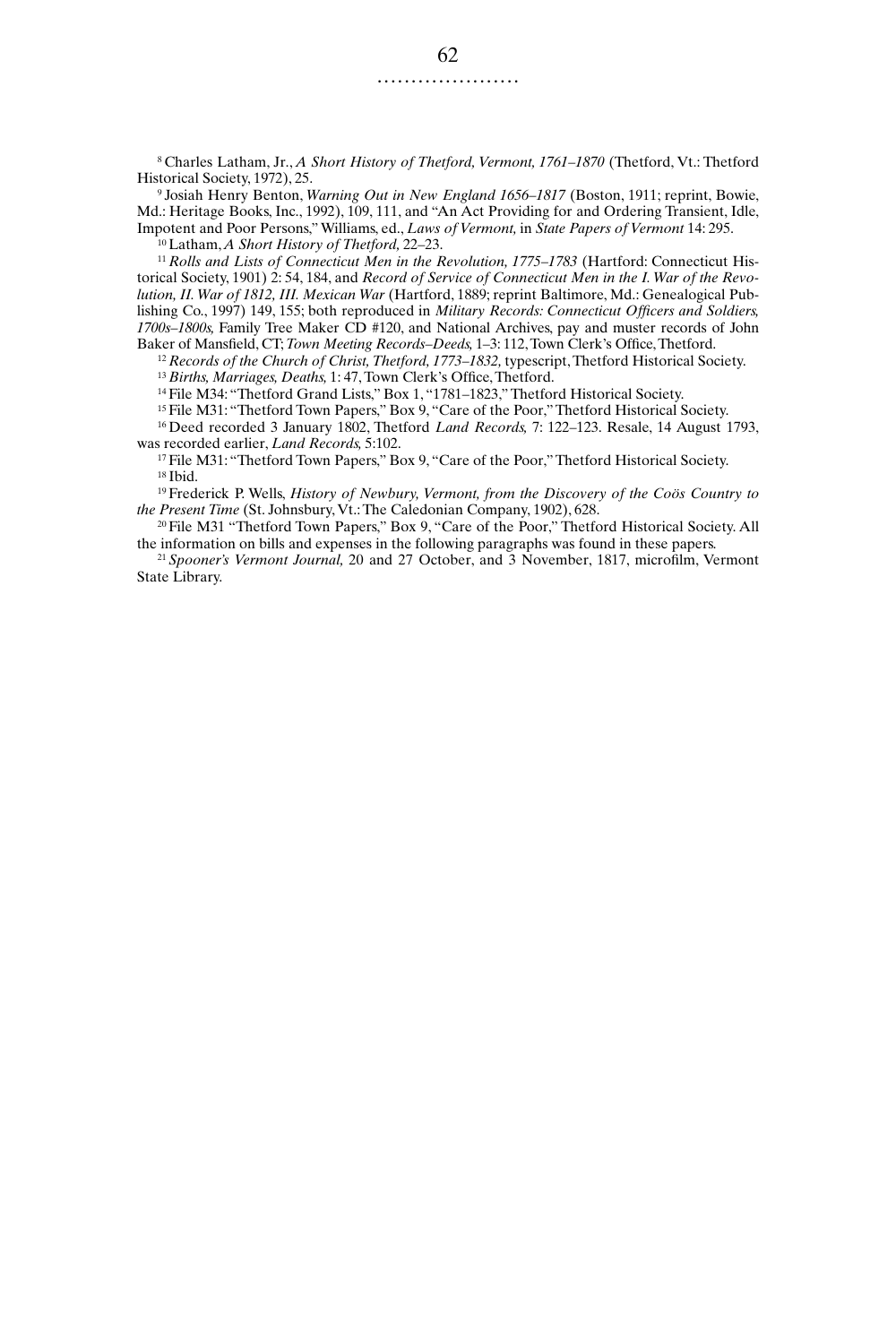[8] Charles Latham, Jr., *A Short History of Thetford, Vermont, 1761–1870* (Thetford, Vt.: Thetford Historical Society, 1972), 25.

[9] Josiah Henry Benton, *Warning Out in New England 1656–1817* (Boston, 1911; reprint, Bowie, Md.: Heritage Books, Inc., 1992), 109, 111, and "An Act Providing for and Ordering Transient, Idle, Impotent and Poor Persons," Williams, ed., *Laws of Vermont,* in *State Papers of Vermont* 14: 295.

[10] Latham, *A Short History of Thetford,* 22–23.

[11] *Rolls and Lists of Connecticut Men in the Revolution, 1775–1783* (Hartford: Connecticut Historical Society, 1901) 2: 54, 184, and *Record of Service of Connecticut Men in the I. War of the Revolution, II. War of 1812, III. Mexican War* (Hartford, 1889; reprint Baltimore, Md.: Genealogical Publishing Co., 1997) 149, 155; both reproduced in *Military Records: Connecticut Officers and Soldiers, 1700s–1800s,* Family Tree Maker CD #120, and National Archives, pay and muster records of John Baker of Mansfield, CT; *Town Meeting Records–Deeds,* 1–3: 112, Town Clerk's Office, Thetford.

[12] *Records of the Church of Christ, Thetford, 1773–1832,* typescript, Thetford Historical Society.

[13] *Births, Marriages, Deaths,* 1: 47, Town Clerk's Office, Thetford.

[14] File M34: "Thetford Grand Lists," Box 1, "1781–1823," Thetford Historical Society.

[15] File M31: "Thetford Town Papers," Box 9, "Care of the Poor," Thetford Historical Society.

[16] Deed recorded 3 January 1802, Thetford *Land Records,* 7: 122–123. Resale, 14 August 1793, was recorded earlier, *Land Records,* 5:102.

[17] File M31: "Thetford Town Papers," Box 9, "Care of the Poor," Thetford Historical Society.

[18] Ibid.

[19] Frederick P. Wells, *History of Newbury, Vermont, from the Discovery of the Coös Country to the Present Time* (St. Johnsbury, Vt.: The Caledonian Company, 1902), 628.

[20] File M31 "Thetford Town Papers," Box 9, "Care of the Poor," Thetford Historical Society. All the information on bills and expenses in the following paragraphs was found in these papers.

[21] *Spooner's Vermont Journal,* 20 and 27 October, and 3 November, 1817, microfilm, Vermont State Library.